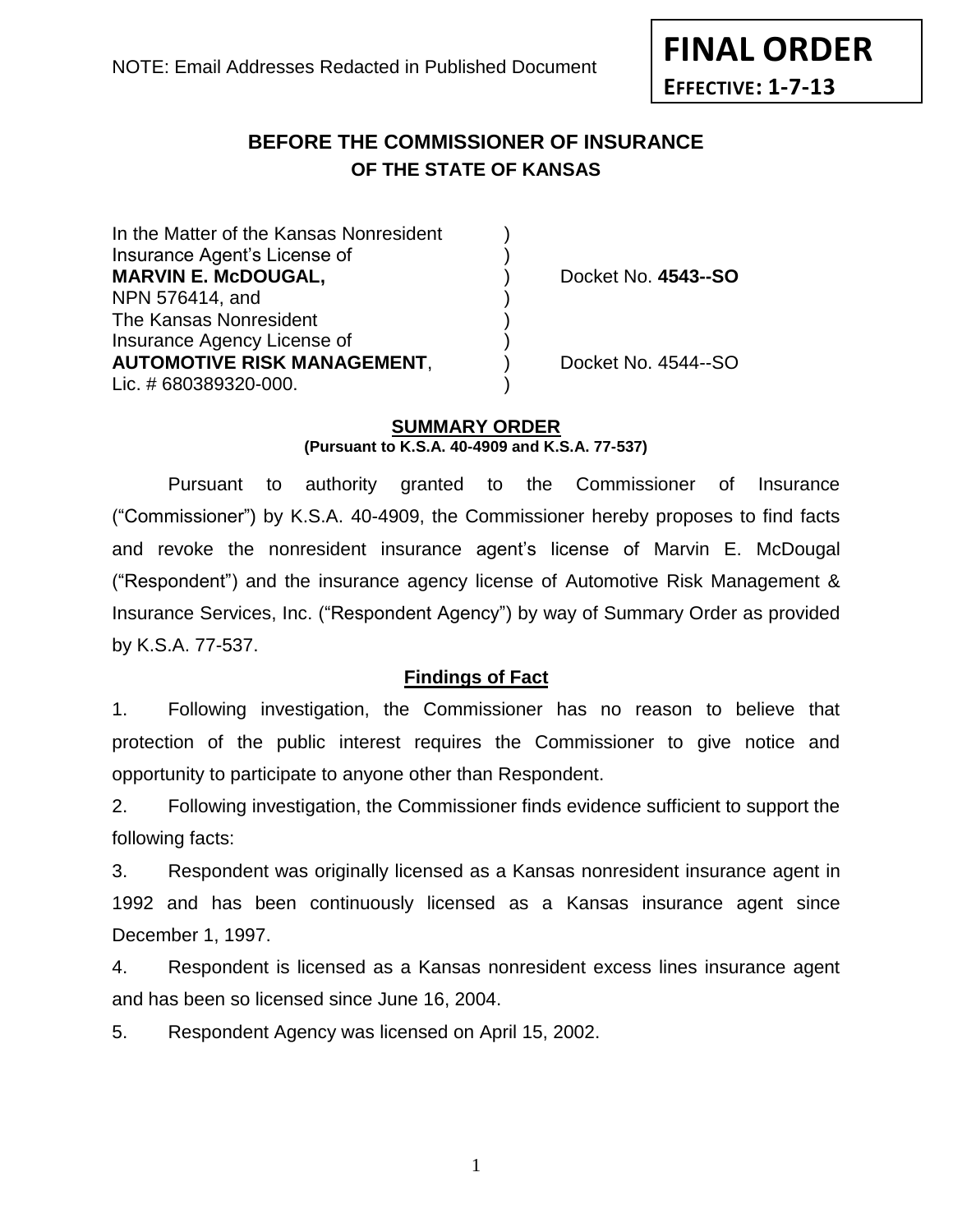NOTE: Email Addresses Redacted in Published Document

**FINAL ORDER**
**EFFECTIVE: 1-7-13**

# BEFORE THE COMMISSIONER OF INSURANCE
## OF THE STATE OF KANSAS

| | | |
|---|---|---|
| In the Matter of the Kansas Nonresident | ) | |
| Insurance Agent's License of | ) | |
| **MARVIN E. McDOUGAL,** | ) | Docket No. **4543--SO** |
| NPN 576414, and | ) | |
| The Kansas Nonresident | ) | |
| Insurance Agency License of | ) | |
| **AUTOMOTIVE RISK MANAGEMENT**, | ) | Docket No. 4544--SO |
| Lic. # 680389320-000. | ) | |

**SUMMARY ORDER**
**(Pursuant to K.S.A. 40-4909 and K.S.A. 77-537)**

Pursuant to authority granted to the Commissioner of Insurance ("Commissioner") by K.S.A. 40-4909, the Commissioner hereby proposes to find facts and revoke the nonresident insurance agent's license of Marvin E. McDougal ("Respondent") and the insurance agency license of Automotive Risk Management & Insurance Services, Inc. ("Respondent Agency") by way of Summary Order as provided by K.S.A. 77-537.

**Findings of Fact**

1. Following investigation, the Commissioner has no reason to believe that protection of the public interest requires the Commissioner to give notice and opportunity to participate to anyone other than Respondent.

2. Following investigation, the Commissioner finds evidence sufficient to support the following facts:

3. Respondent was originally licensed as a Kansas nonresident insurance agent in 1992 and has been continuously licensed as a Kansas insurance agent since December 1, 1997.

4. Respondent is licensed as a Kansas nonresident excess lines insurance agent and has been so licensed since June 16, 2004.

5. Respondent Agency was licensed on April 15, 2002.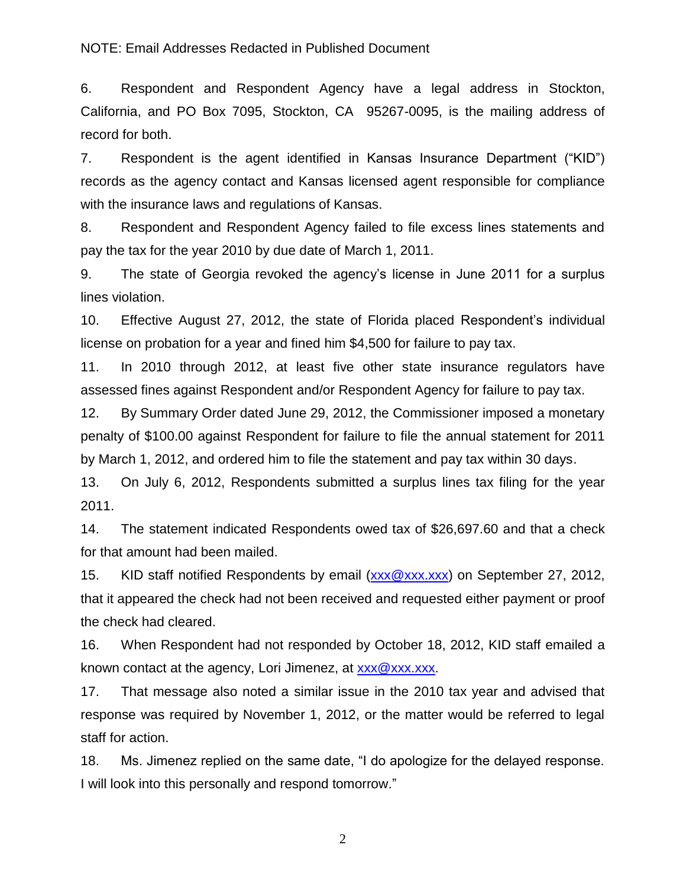NOTE: Email Addresses Redacted in Published Document

6. Respondent and Respondent Agency have a legal address in Stockton, California, and PO Box 7095, Stockton, CA 95267-0095, is the mailing address of record for both.

7. Respondent is the agent identified in Kansas Insurance Department ("KID") records as the agency contact and Kansas licensed agent responsible for compliance with the insurance laws and regulations of Kansas.

8. Respondent and Respondent Agency failed to file excess lines statements and pay the tax for the year 2010 by due date of March 1, 2011.

9. The state of Georgia revoked the agency's license in June 2011 for a surplus lines violation.

10. Effective August 27, 2012, the state of Florida placed Respondent's individual license on probation for a year and fined him $4,500 for failure to pay tax.

11. In 2010 through 2012, at least five other state insurance regulators have assessed fines against Respondent and/or Respondent Agency for failure to pay tax.

12. By Summary Order dated June 29, 2012, the Commissioner imposed a monetary penalty of $100.00 against Respondent for failure to file the annual statement for 2011 by March 1, 2012, and ordered him to file the statement and pay tax within 30 days.

13. On July 6, 2012, Respondents submitted a surplus lines tax filing for the year 2011.

14. The statement indicated Respondents owed tax of $26,697.60 and that a check for that amount had been mailed.

15. KID staff notified Respondents by email (xxx@xxx.xxx) on September 27, 2012, that it appeared the check had not been received and requested either payment or proof the check had cleared.

16. When Respondent had not responded by October 18, 2012, KID staff emailed a known contact at the agency, Lori Jimenez, at xxx@xxx.xxx.

17. That message also noted a similar issue in the 2010 tax year and advised that response was required by November 1, 2012, or the matter would be referred to legal staff for action.

18. Ms. Jimenez replied on the same date, "I do apologize for the delayed response. I will look into this personally and respond tomorrow."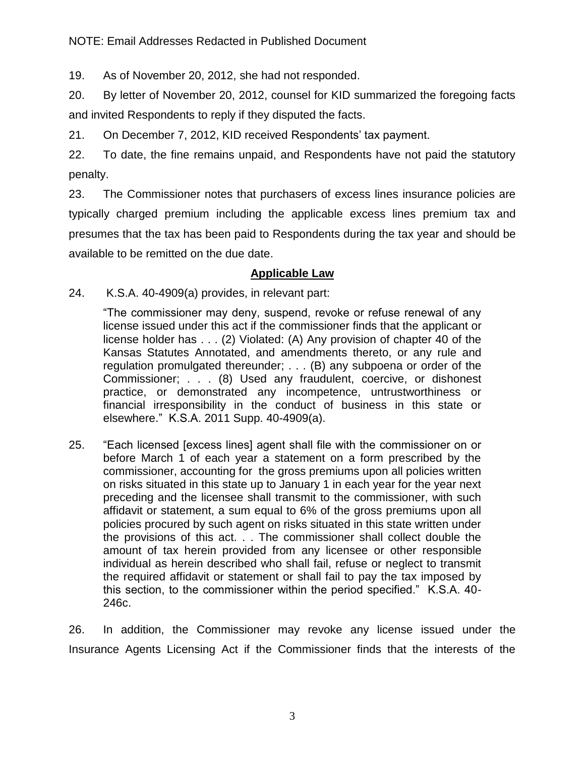NOTE: Email Addresses Redacted in Published Document

19. As of November 20, 2012, she had not responded.

20. By letter of November 20, 2012, counsel for KID summarized the foregoing facts and invited Respondents to reply if they disputed the facts.

21. On December 7, 2012, KID received Respondents' tax payment.

22. To date, the fine remains unpaid, and Respondents have not paid the statutory penalty.

23. The Commissioner notes that purchasers of excess lines insurance policies are typically charged premium including the applicable excess lines premium tax and presumes that the tax has been paid to Respondents during the tax year and should be available to be remitted on the due date.

## Applicable Law

24. K.S.A. 40-4909(a) provides, in relevant part:

> "The commissioner may deny, suspend, revoke or refuse renewal of any license issued under this act if the commissioner finds that the applicant or license holder has . . . (2) Violated: (A) Any provision of chapter 40 of the Kansas Statutes Annotated, and amendments thereto, or any rule and regulation promulgated thereunder; . . . (B) any subpoena or order of the Commissioner; . . . (8) Used any fraudulent, coercive, or dishonest practice, or demonstrated any incompetence, untrustworthiness or financial irresponsibility in the conduct of business in this state or elsewhere." K.S.A. 2011 Supp. 40-4909(a).

25. "Each licensed [excess lines] agent shall file with the commissioner on or before March 1 of each year a statement on a form prescribed by the commissioner, accounting for the gross premiums upon all policies written on risks situated in this state up to January 1 in each year for the year next preceding and the licensee shall transmit to the commissioner, with such affidavit or statement, a sum equal to 6% of the gross premiums upon all policies procured by such agent on risks situated in this state written under the provisions of this act. . . The commissioner shall collect double the amount of tax herein provided from any licensee or other responsible individual as herein described who shall fail, refuse or neglect to transmit the required affidavit or statement or shall fail to pay the tax imposed by this section, to the commissioner within the period specified." K.S.A. 40-246c.

26. In addition, the Commissioner may revoke any license issued under the Insurance Agents Licensing Act if the Commissioner finds that the interests of the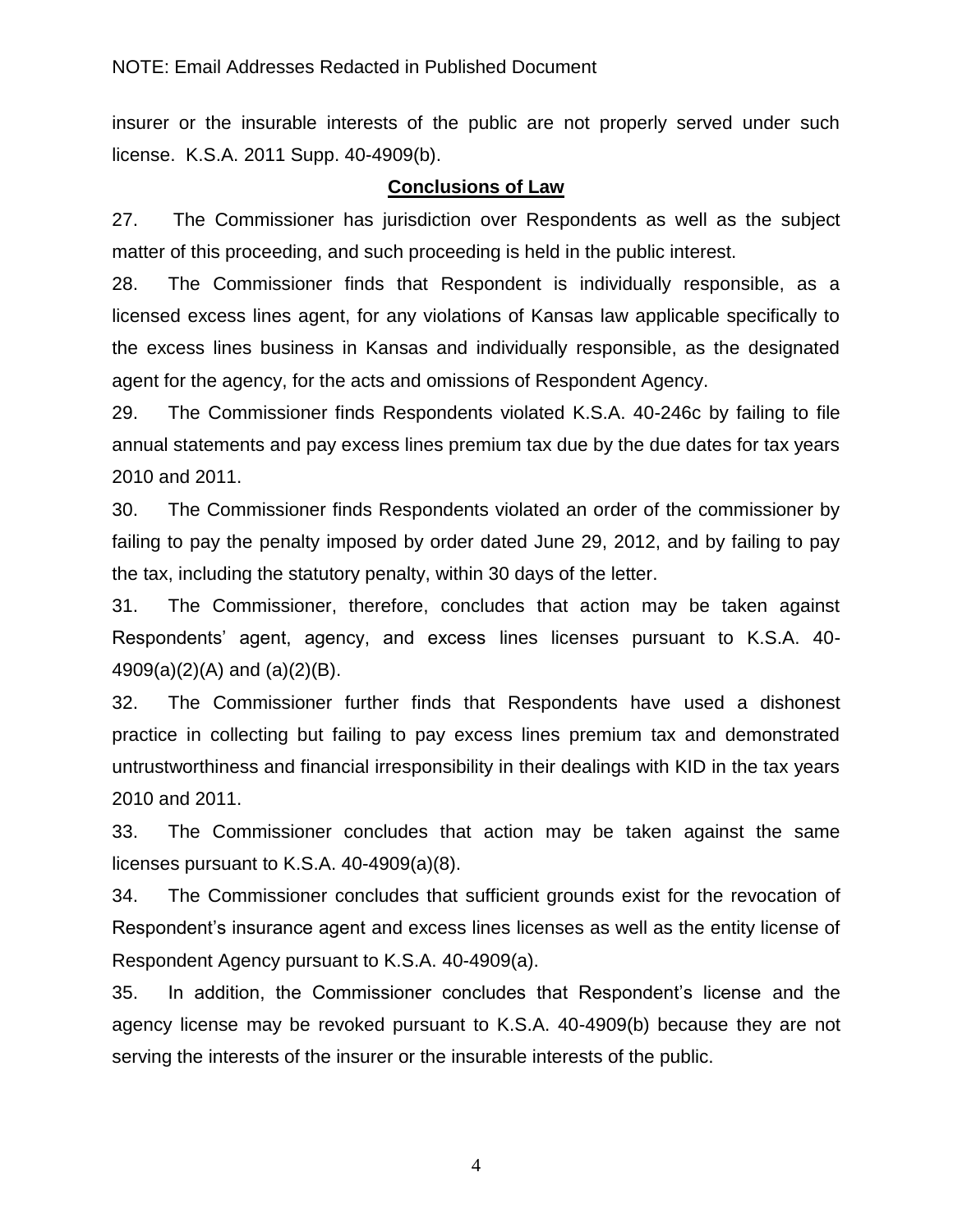NOTE: Email Addresses Redacted in Published Document

insurer or the insurable interests of the public are not properly served under such license. K.S.A. 2011 Supp. 40-4909(b).

## Conclusions of Law

27. The Commissioner has jurisdiction over Respondents as well as the subject matter of this proceeding, and such proceeding is held in the public interest.

28. The Commissioner finds that Respondent is individually responsible, as a licensed excess lines agent, for any violations of Kansas law applicable specifically to the excess lines business in Kansas and individually responsible, as the designated agent for the agency, for the acts and omissions of Respondent Agency.

29. The Commissioner finds Respondents violated K.S.A. 40-246c by failing to file annual statements and pay excess lines premium tax due by the due dates for tax years 2010 and 2011.

30. The Commissioner finds Respondents violated an order of the commissioner by failing to pay the penalty imposed by order dated June 29, 2012, and by failing to pay the tax, including the statutory penalty, within 30 days of the letter.

31. The Commissioner, therefore, concludes that action may be taken against Respondents' agent, agency, and excess lines licenses pursuant to K.S.A. 40-4909(a)(2)(A) and (a)(2)(B).

32. The Commissioner further finds that Respondents have used a dishonest practice in collecting but failing to pay excess lines premium tax and demonstrated untrustworthiness and financial irresponsibility in their dealings with KID in the tax years 2010 and 2011.

33. The Commissioner concludes that action may be taken against the same licenses pursuant to K.S.A. 40-4909(a)(8).

34. The Commissioner concludes that sufficient grounds exist for the revocation of Respondent's insurance agent and excess lines licenses as well as the entity license of Respondent Agency pursuant to K.S.A. 40-4909(a).

35. In addition, the Commissioner concludes that Respondent's license and the agency license may be revoked pursuant to K.S.A. 40-4909(b) because they are not serving the interests of the insurer or the insurable interests of the public.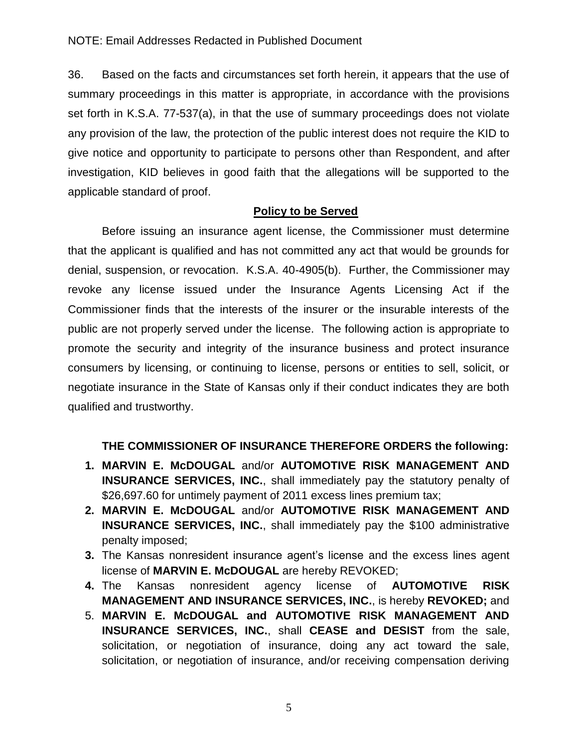NOTE: Email Addresses Redacted in Published Document

36. Based on the facts and circumstances set forth herein, it appears that the use of summary proceedings in this matter is appropriate, in accordance with the provisions set forth in K.S.A. 77-537(a), in that the use of summary proceedings does not violate any provision of the law, the protection of the public interest does not require the KID to give notice and opportunity to participate to persons other than Respondent, and after investigation, KID believes in good faith that the allegations will be supported to the applicable standard of proof.

## Policy to be Served

Before issuing an insurance agent license, the Commissioner must determine that the applicant is qualified and has not committed any act that would be grounds for denial, suspension, or revocation. K.S.A. 40-4905(b). Further, the Commissioner may revoke any license issued under the Insurance Agents Licensing Act if the Commissioner finds that the interests of the insurer or the insurable interests of the public are not properly served under the license. The following action is appropriate to promote the security and integrity of the insurance business and protect insurance consumers by licensing, or continuing to license, persons or entities to sell, solicit, or negotiate insurance in the State of Kansas only if their conduct indicates they are both qualified and trustworthy.

**THE COMMISSIONER OF INSURANCE THEREFORE ORDERS the following:**

1. **MARVIN E. McDOUGAL** and/or **AUTOMOTIVE RISK MANAGEMENT AND INSURANCE SERVICES, INC.**, shall immediately pay the statutory penalty of $26,697.60 for untimely payment of 2011 excess lines premium tax;
2. **MARVIN E. McDOUGAL** and/or **AUTOMOTIVE RISK MANAGEMENT AND INSURANCE SERVICES, INC.**, shall immediately pay the $100 administrative penalty imposed;
3. The Kansas nonresident insurance agent's license and the excess lines agent license of **MARVIN E. McDOUGAL** are hereby REVOKED;
4. The Kansas nonresident agency license of **AUTOMOTIVE RISK MANAGEMENT AND INSURANCE SERVICES, INC.**, is hereby **REVOKED;** and
5. **MARVIN E. McDOUGAL and AUTOMOTIVE RISK MANAGEMENT AND INSURANCE SERVICES, INC.**, shall **CEASE and DESIST** from the sale, solicitation, or negotiation of insurance, doing any act toward the sale, solicitation, or negotiation of insurance, and/or receiving compensation deriving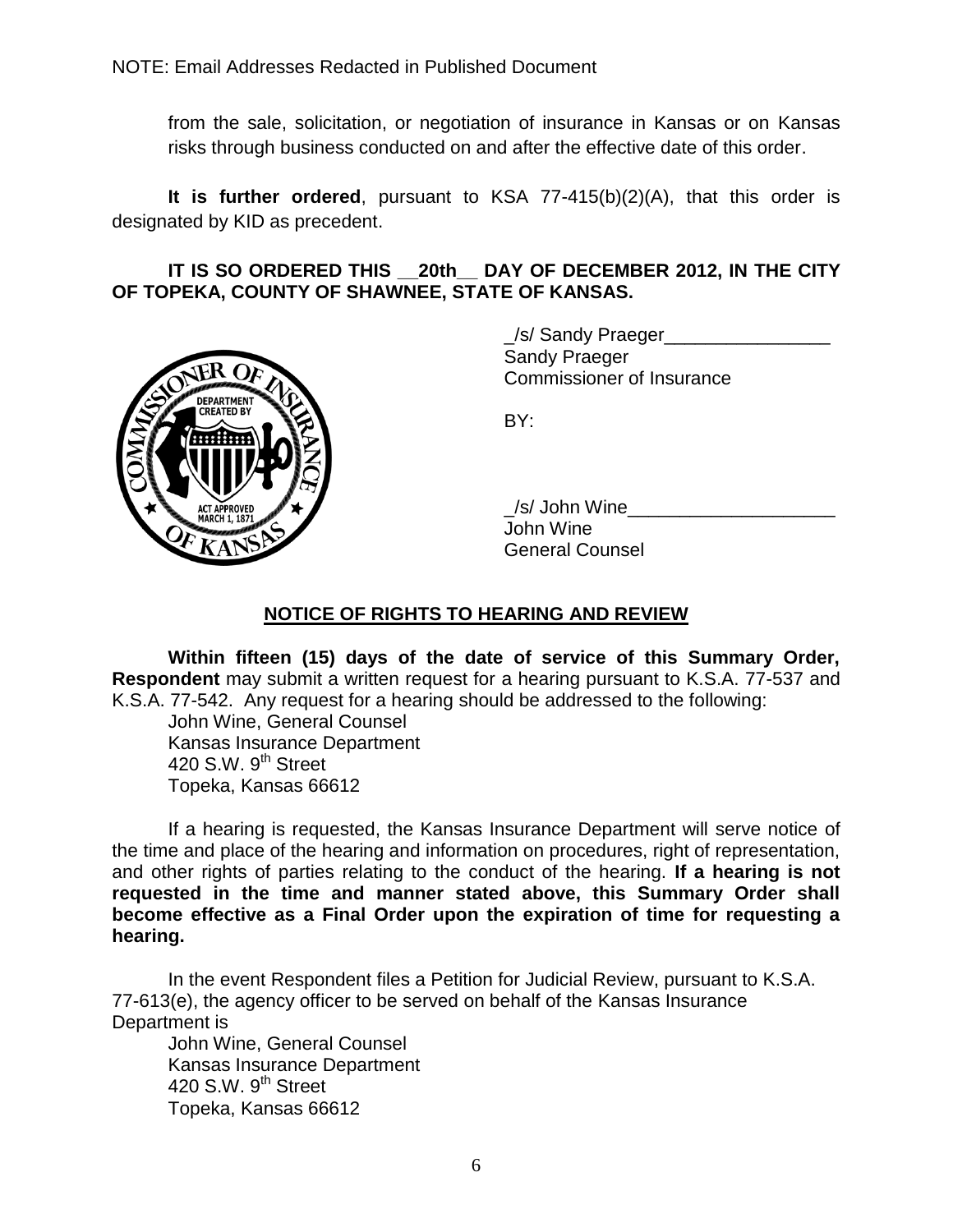NOTE: Email Addresses Redacted in Published Document

from the sale, solicitation, or negotiation of insurance in Kansas or on Kansas risks through business conducted on and after the effective date of this order.

**It is further ordered**, pursuant to KSA 77-415(b)(2)(A), that this order is designated by KID as precedent.

**IT IS SO ORDERED THIS __20th__ DAY OF DECEMBER 2012, IN THE CITY OF TOPEKA, COUNTY OF SHAWNEE, STATE OF KANSAS.**

_/s/ Sandy Praeger________________
Sandy Praeger
Commissioner of Insurance

BY:

_/s/ John Wine____________________
John Wine
General Counsel

## NOTICE OF RIGHTS TO HEARING AND REVIEW

**Within fifteen (15) days of the date of service of this Summary Order, Respondent** may submit a written request for a hearing pursuant to K.S.A. 77-537 and K.S.A. 77-542. Any request for a hearing should be addressed to the following:

John Wine, General Counsel
Kansas Insurance Department
420 S.W. 9th Street
Topeka, Kansas 66612

If a hearing is requested, the Kansas Insurance Department will serve notice of the time and place of the hearing and information on procedures, right of representation, and other rights of parties relating to the conduct of the hearing. **If a hearing is not requested in the time and manner stated above, this Summary Order shall become effective as a Final Order upon the expiration of time for requesting a hearing.**

In the event Respondent files a Petition for Judicial Review, pursuant to K.S.A. 77-613(e), the agency officer to be served on behalf of the Kansas Insurance Department is

John Wine, General Counsel
Kansas Insurance Department
420 S.W. 9th Street
Topeka, Kansas 66612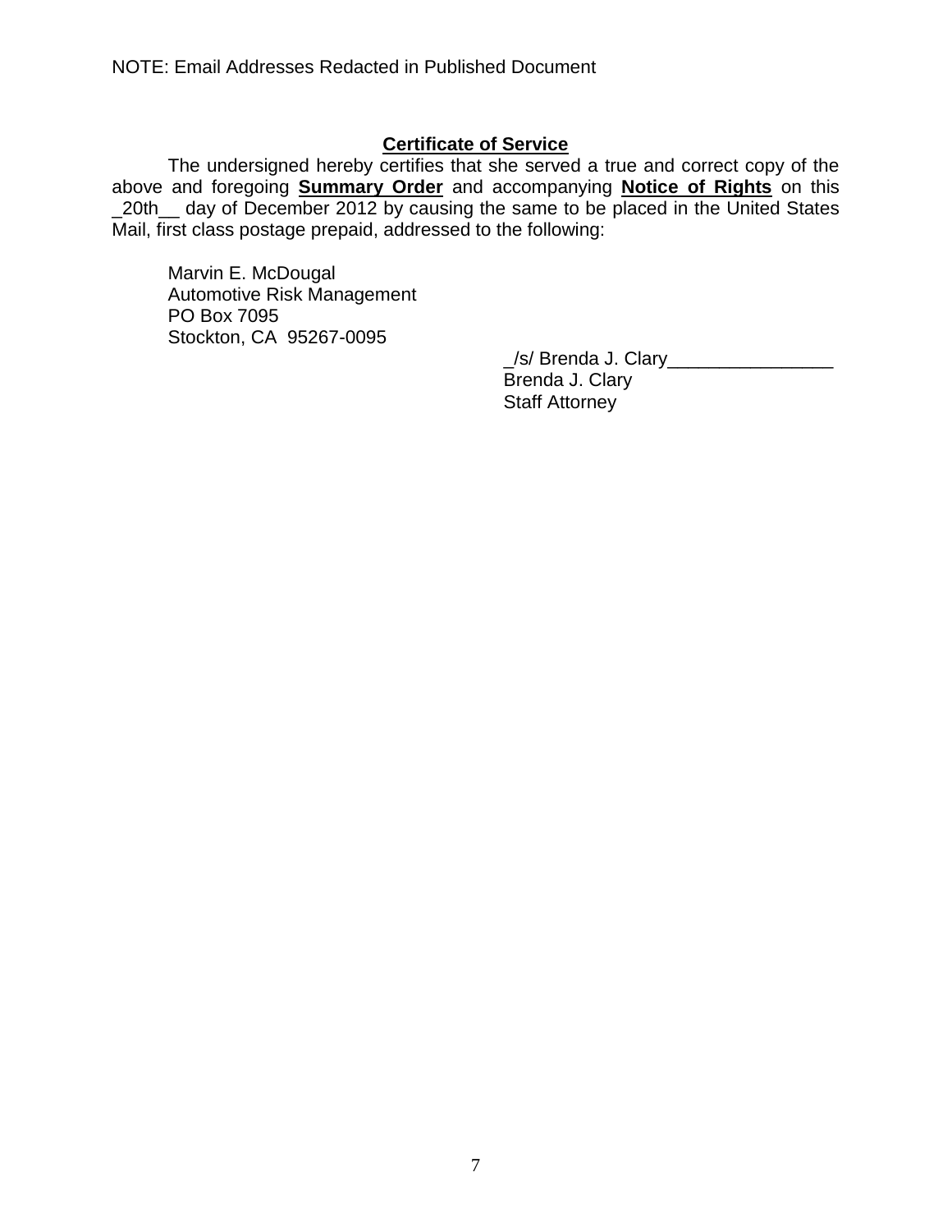NOTE: Email Addresses Redacted in Published Document

## Certificate of Service

The undersigned hereby certifies that she served a true and correct copy of the above and foregoing **Summary Order** and accompanying **Notice of Rights** on this _20th__ day of December 2012 by causing the same to be placed in the United States Mail, first class postage prepaid, addressed to the following:

Marvin E. McDougal
Automotive Risk Management
PO Box 7095
Stockton, CA 95267-0095

_/s/ Brenda J. Clary________________
Brenda J. Clary
Staff Attorney